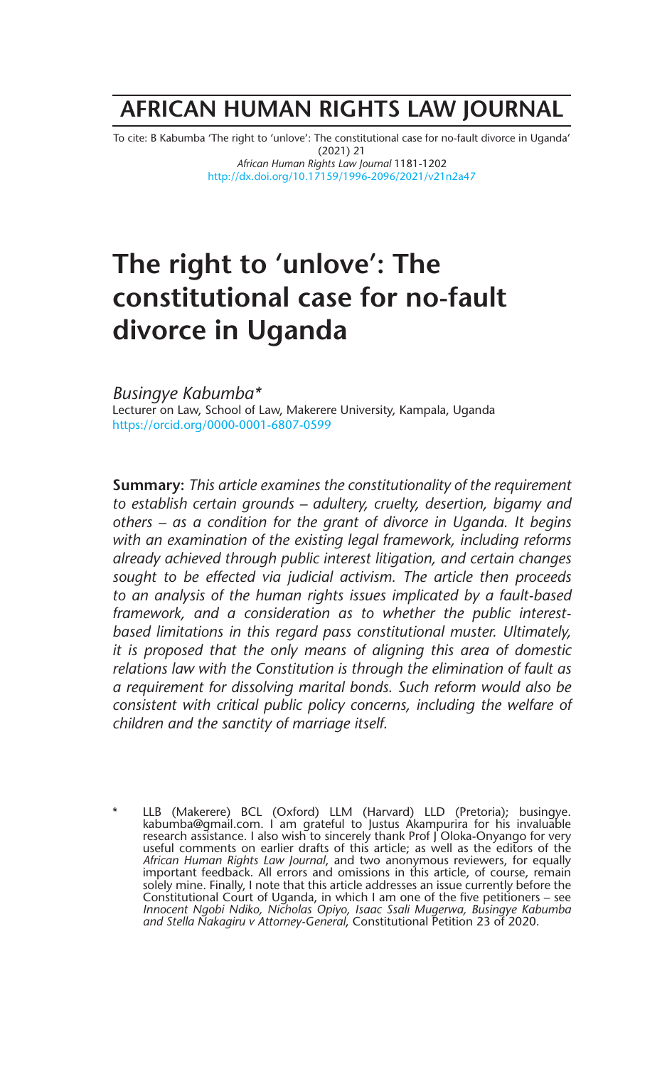# AFRICAN HUMAN RIGHTS LAW JOURNAL

To cite: B Kabumba 'The right to 'unlove': The constitutional case for no-fault divorce in Uganda' (2021) 21 *African Human Rights Law Journal* 1181-1202
http://dx.doi.org/10.17159/1996-2096/2021/v21n2a47

# The right to 'unlove': The constitutional case for no-fault divorce in Uganda

*Busingye Kabumba\**
Lecturer on Law, School of Law, Makerere University, Kampala, Uganda
https://orcid.org/0000-0001-6807-0599

**Summary:** *This article examines the constitutionality of the requirement to establish certain grounds – adultery, cruelty, desertion, bigamy and others – as a condition for the grant of divorce in Uganda. It begins with an examination of the existing legal framework, including reforms already achieved through public interest litigation, and certain changes sought to be effected via judicial activism. The article then proceeds to an analysis of the human rights issues implicated by a fault-based framework, and a consideration as to whether the public interest-based limitations in this regard pass constitutional muster. Ultimately, it is proposed that the only means of aligning this area of domestic relations law with the Constitution is through the elimination of fault as a requirement for dissolving marital bonds. Such reform would also be consistent with critical public policy concerns, including the welfare of children and the sanctity of marriage itself.*

\* LLB (Makerere) BCL (Oxford) LLM (Harvard) LLD (Pretoria); busingye.kabumba@gmail.com. I am grateful to Justus Akampurira for his invaluable research assistance. I also wish to sincerely thank Prof J Oloka-Onyango for very useful comments on earlier drafts of this article; as well as the editors of the *African Human Rights Law Journal*, and two anonymous reviewers, for equally important feedback. All errors and omissions in this article, of course, remain solely mine. Finally, I note that this article addresses an issue currently before the Constitutional Court of Uganda, in which I am one of the five petitioners – see *Innocent Ngobi Ndiko, Nicholas Opiyo, Isaac Ssali Mugerwa, Busingye Kabumba and Stella Nakagiru v Attorney-General*, Constitutional Petition 23 of 2020.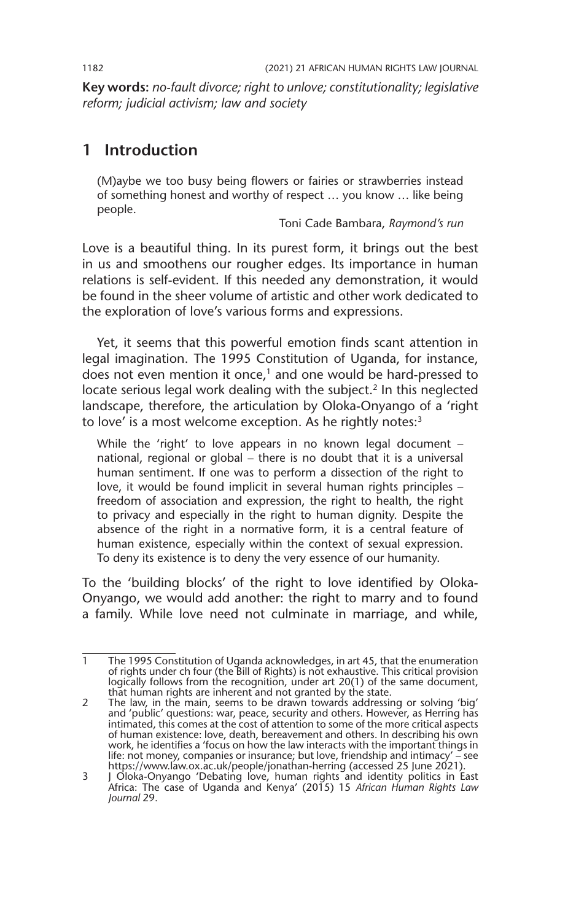**Key words:** *no-fault divorce; right to unlove; constitutionality; legislative reform; judicial activism; law and society*

## 1 Introduction

> (M)aybe we too busy being flowers or fairies or strawberries instead of something honest and worthy of respect … you know … like being people.
>
> Toni Cade Bambara, *Raymond's run*

Love is a beautiful thing. In its purest form, it brings out the best in us and smoothens our rougher edges. Its importance in human relations is self-evident. If this needed any demonstration, it would be found in the sheer volume of artistic and other work dedicated to the exploration of love's various forms and expressions.

Yet, it seems that this powerful emotion finds scant attention in legal imagination. The 1995 Constitution of Uganda, for instance, does not even mention it once,[1] and one would be hard-pressed to locate serious legal work dealing with the subject.[2] In this neglected landscape, therefore, the articulation by Oloka-Onyango of a 'right to love' is a most welcome exception. As he rightly notes:[3]

> While the 'right' to love appears in no known legal document – national, regional or global – there is no doubt that it is a universal human sentiment. If one was to perform a dissection of the right to love, it would be found implicit in several human rights principles – freedom of association and expression, the right to health, the right to privacy and especially in the right to human dignity. Despite the absence of the right in a normative form, it is a central feature of human existence, especially within the context of sexual expression. To deny its existence is to deny the very essence of our humanity.

To the 'building blocks' of the right to love identified by Oloka-Onyango, we would add another: the right to marry and to found a family. While love need not culminate in marriage, and while,

---

1. The 1995 Constitution of Uganda acknowledges, in art 45, that the enumeration of rights under ch four (the Bill of Rights) is not exhaustive. This critical provision logically follows from the recognition, under art 20(1) of the same document, that human rights are inherent and not granted by the state.
2. The law, in the main, seems to be drawn towards addressing or solving 'big' and 'public' questions: war, peace, security and others. However, as Herring has intimated, this comes at the cost of attention to some of the more critical aspects of human existence: love, death, bereavement and others. In describing his own work, he identifies a 'focus on how the law interacts with the important things in life: not money, companies or insurance; but love, friendship and intimacy' – see https://www.law.ox.ac.uk/people/jonathan-herring (accessed 25 June 2021).
3. J Oloka-Onyango 'Debating love, human rights and identity politics in East Africa: The case of Uganda and Kenya' (2015) 15 *African Human Rights Law Journal* 29.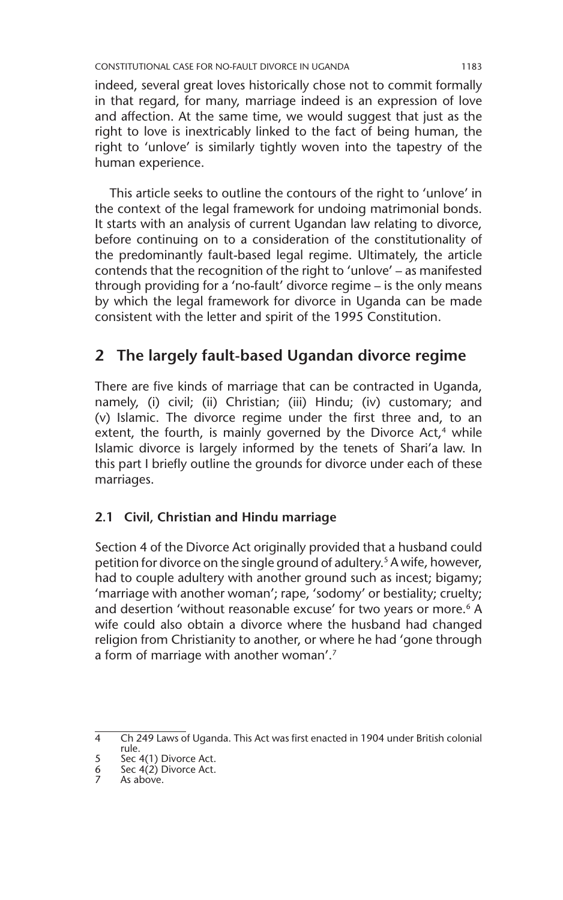indeed, several great loves historically chose not to commit formally in that regard, for many, marriage indeed is an expression of love and affection. At the same time, we would suggest that just as the right to love is inextricably linked to the fact of being human, the right to 'unlove' is similarly tightly woven into the tapestry of the human experience.

This article seeks to outline the contours of the right to 'unlove' in the context of the legal framework for undoing matrimonial bonds. It starts with an analysis of current Ugandan law relating to divorce, before continuing on to a consideration of the constitutionality of the predominantly fault-based legal regime. Ultimately, the article contends that the recognition of the right to 'unlove' – as manifested through providing for a 'no-fault' divorce regime – is the only means by which the legal framework for divorce in Uganda can be made consistent with the letter and spirit of the 1995 Constitution.

## 2 The largely fault-based Ugandan divorce regime

There are five kinds of marriage that can be contracted in Uganda, namely, (i) civil; (ii) Christian; (iii) Hindu; (iv) customary; and (v) Islamic. The divorce regime under the first three and, to an extent, the fourth, is mainly governed by the Divorce Act,[4] while Islamic divorce is largely informed by the tenets of Shari'a law. In this part I briefly outline the grounds for divorce under each of these marriages.

### 2.1 Civil, Christian and Hindu marriage

Section 4 of the Divorce Act originally provided that a husband could petition for divorce on the single ground of adultery.[5] A wife, however, had to couple adultery with another ground such as incest; bigamy; 'marriage with another woman'; rape, 'sodomy' or bestiality; cruelty; and desertion 'without reasonable excuse' for two years or more.[6] A wife could also obtain a divorce where the husband had changed religion from Christianity to another, or where he had 'gone through a form of marriage with another woman'.[7]

---

4 Ch 249 Laws of Uganda. This Act was first enacted in 1904 under British colonial rule.

5 Sec 4(1) Divorce Act.

6 Sec 4(2) Divorce Act.

7 As above.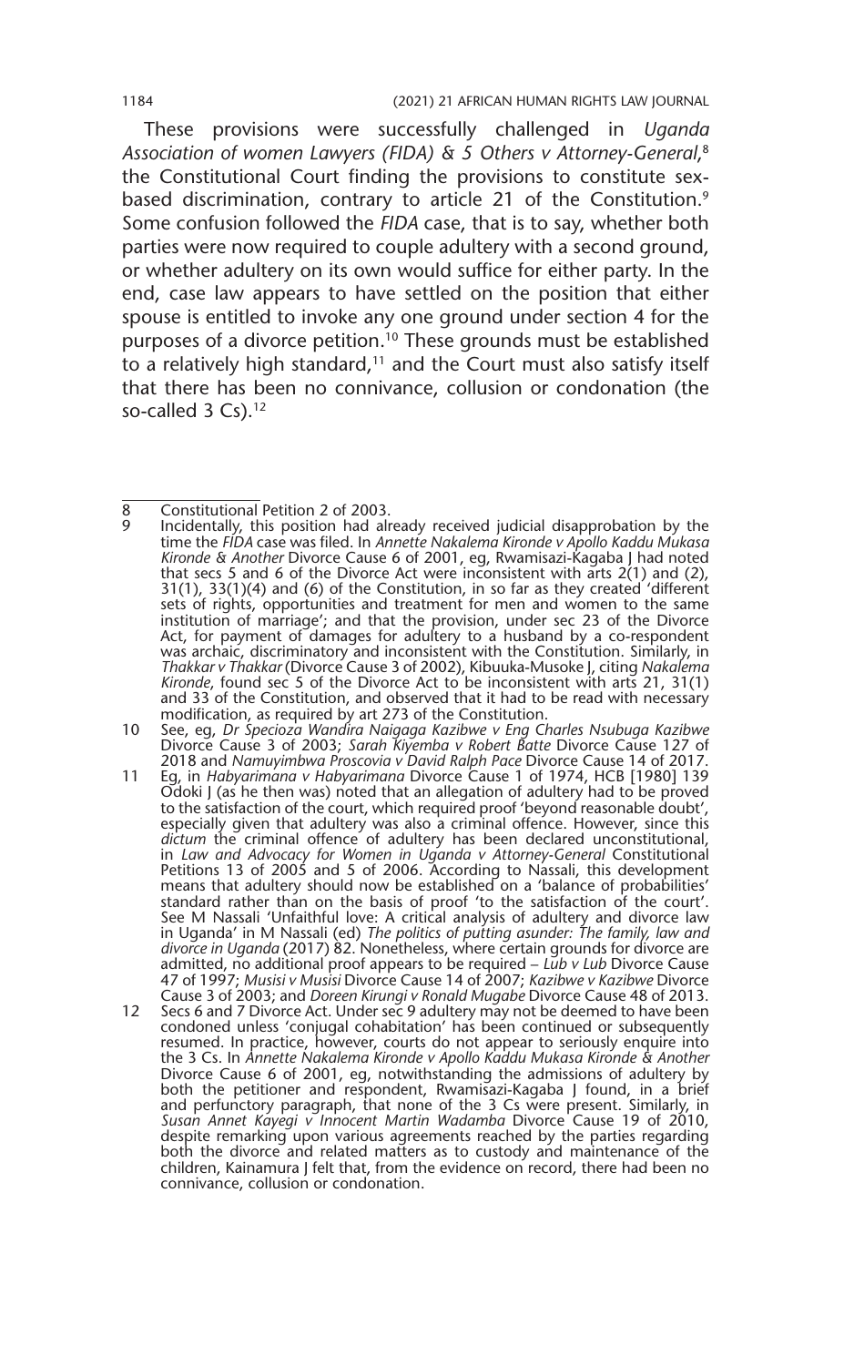These provisions were successfully challenged in *Uganda Association of women Lawyers (FIDA) & 5 Others v Attorney-General*,[8] the Constitutional Court finding the provisions to constitute sex-based discrimination, contrary to article 21 of the Constitution.[9] Some confusion followed the *FIDA* case, that is to say, whether both parties were now required to couple adultery with a second ground, or whether adultery on its own would suffice for either party. In the end, case law appears to have settled on the position that either spouse is entitled to invoke any one ground under section 4 for the purposes of a divorce petition.[10] These grounds must be established to a relatively high standard,[11] and the Court must also satisfy itself that there has been no connivance, collusion or condonation (the so-called 3 Cs).[12]

---

8 Constitutional Petition 2 of 2003.

9 Incidentally, this position had already received judicial disapprobation by the time the *FIDA* case was filed. In *Annette Nakalema Kironde v Apollo Kaddu Mukasa Kironde & Another* Divorce Cause 6 of 2001, eg, Rwamisazi-Kagaba J had noted that secs 5 and 6 of the Divorce Act were inconsistent with arts 2(1) and (2), 31(1), 33(1)(4) and (6) of the Constitution, in so far as they created 'different sets of rights, opportunities and treatment for men and women to the same institution of marriage'; and that the provision, under sec 23 of the Divorce Act, for payment of damages for adultery to a husband by a co-respondent was archaic, discriminatory and inconsistent with the Constitution. Similarly, in *Thakkar v Thakkar* (Divorce Cause 3 of 2002), Kibuuka-Musoke J, citing *Nakalema Kironde*, found sec 5 of the Divorce Act to be inconsistent with arts 21, 31(1) and 33 of the Constitution, and observed that it had to be read with necessary modification, as required by art 273 of the Constitution.

10 See, eg, *Dr Specioza Wandira Naigaga Kazibwe v Eng Charles Nsubuga Kazibwe* Divorce Cause 3 of 2003; *Sarah Kiyemba v Robert Batte* Divorce Cause 127 of 2018 and *Namuyimbwa Proscovia v David Ralph Pace* Divorce Cause 14 of 2017.

11 Eg, in *Habyarimana v Habyarimana* Divorce Cause 1 of 1974, HCB [1980] 139 Odoki J (as he then was) noted that an allegation of adultery had to be proved to the satisfaction of the court, which required proof 'beyond reasonable doubt', especially given that adultery was also a criminal offence. However, since this *dictum* the criminal offence of adultery has been declared unconstitutional, in *Law and Advocacy for Women in Uganda v Attorney-General* Constitutional Petitions 13 of 2005 and 5 of 2006. According to Nassali, this development means that adultery should now be established on a 'balance of probabilities' standard rather than on the basis of proof 'to the satisfaction of the court'. See M Nassali 'Unfaithful love: A critical analysis of adultery and divorce law in Uganda' in M Nassali (ed) *The politics of putting asunder: The family, law and divorce in Uganda* (2017) 82. Nonetheless, where certain grounds for divorce are admitted, no additional proof appears to be required – *Lub v Lub* Divorce Cause 47 of 1997; *Musisi v Musisi* Divorce Cause 14 of 2007; *Kazibwe v Kazibwe* Divorce Cause 3 of 2003; and *Doreen Kirungi v Ronald Mugabe* Divorce Cause 48 of 2013.

12 Secs 6 and 7 Divorce Act. Under sec 9 adultery may not be deemed to have been condoned unless 'conjugal cohabitation' has been continued or subsequently resumed. In practice, however, courts do not appear to seriously enquire into the 3 Cs. In *Annette Nakalema Kironde v Apollo Kaddu Mukasa Kironde & Another* Divorce Cause 6 of 2001, eg, notwithstanding the admissions of adultery by both the petitioner and respondent, Rwamisazi-Kagaba J found, in a brief and perfunctory paragraph, that none of the 3 Cs were present. Similarly, in *Susan Annet Kayegi v Innocent Martin Wadamba* Divorce Cause 19 of 2010, despite remarking upon various agreements reached by the parties regarding both the divorce and related matters as to custody and maintenance of the children, Kainamura J felt that, from the evidence on record, there had been no connivance, collusion or condonation.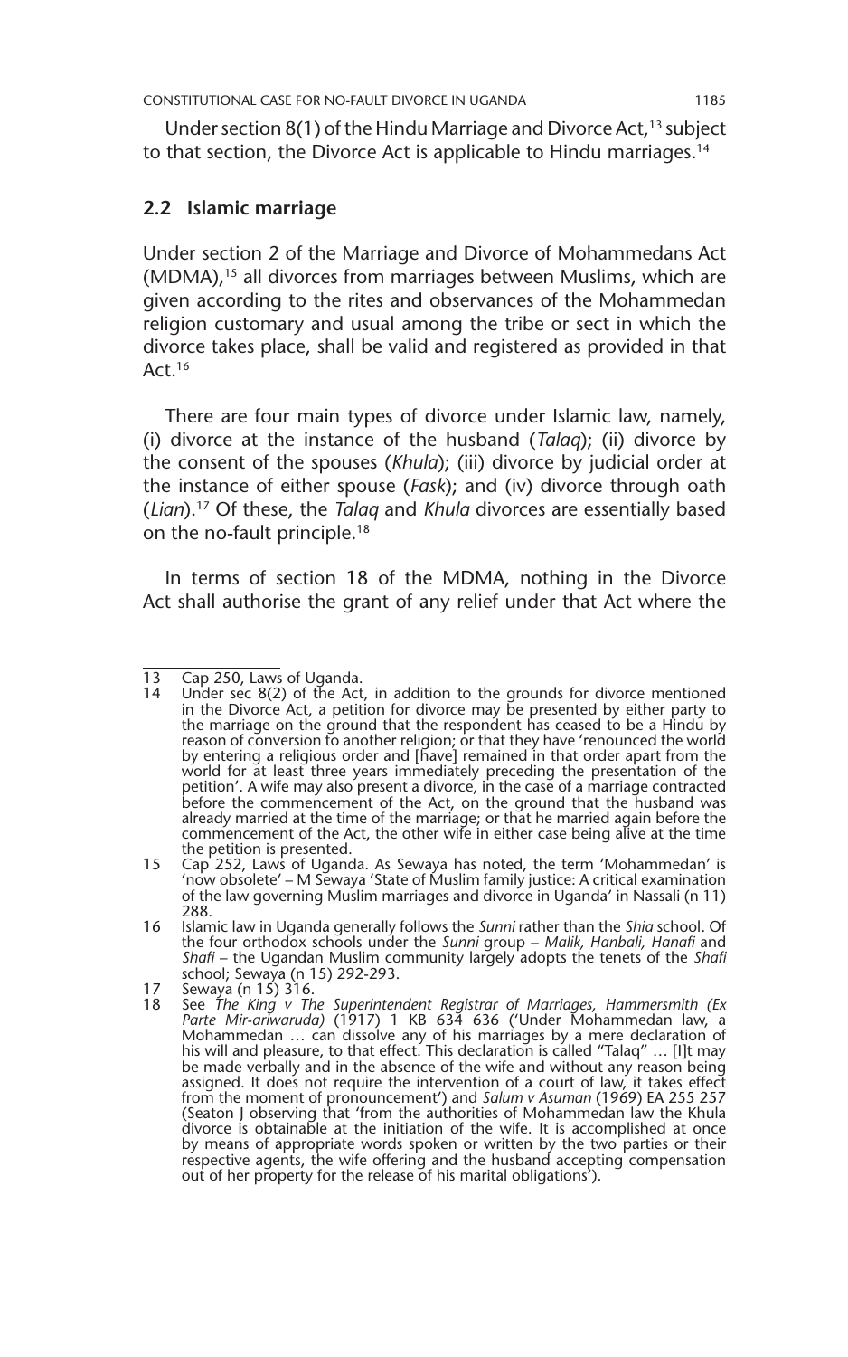Under section 8(1) of the Hindu Marriage and Divorce Act,[13] subject to that section, the Divorce Act is applicable to Hindu marriages.[14]

### 2.2 Islamic marriage

Under section 2 of the Marriage and Divorce of Mohammedans Act (MDMA),[15] all divorces from marriages between Muslims, which are given according to the rites and observances of the Mohammedan religion customary and usual among the tribe or sect in which the divorce takes place, shall be valid and registered as provided in that Act.[16]

There are four main types of divorce under Islamic law, namely, (i) divorce at the instance of the husband (*Talaq*); (ii) divorce by the consent of the spouses (*Khula*); (iii) divorce by judicial order at the instance of either spouse (*Fask*); and (iv) divorce through oath (*Lian*).[17] Of these, the *Talaq* and *Khula* divorces are essentially based on the no-fault principle.[18]

In terms of section 18 of the MDMA, nothing in the Divorce Act shall authorise the grant of any relief under that Act where the

---

13 Cap 250, Laws of Uganda.

14 Under sec 8(2) of the Act, in addition to the grounds for divorce mentioned in the Divorce Act, a petition for divorce may be presented by either party to the marriage on the ground that the respondent has ceased to be a Hindu by reason of conversion to another religion; or that they have 'renounced the world by entering a religious order and [have] remained in that order apart from the world for at least three years immediately preceding the presentation of the petition'. A wife may also present a divorce, in the case of a marriage contracted before the commencement of the Act, on the ground that the husband was already married at the time of the marriage; or that he married again before the commencement of the Act, the other wife in either case being alive at the time the petition is presented.

15 Cap 252, Laws of Uganda. As Sewaya has noted, the term 'Mohammedan' is 'now obsolete' – M Sewaya 'State of Muslim family justice: A critical examination of the law governing Muslim marriages and divorce in Uganda' in Nassali (n 11) 288.

16 Islamic law in Uganda generally follows the *Sunni* rather than the *Shia* school. Of the four orthodox schools under the *Sunni* group – *Malik, Hanbali, Hanafi* and *Shafi* – the Ugandan Muslim community largely adopts the tenets of the *Shafi* school; Sewaya (n 15) 292-293.

17 Sewaya (n 15) 316.

18 See *The King v The Superintendent Registrar of Marriages, Hammersmith (Ex Parte Mir-ariwaruda)* (1917) 1 KB 634 636 ('Under Mohammedan law, a Mohammedan … can dissolve any of his marriages by a mere declaration of his will and pleasure, to that effect. This declaration is called "Talaq" … [I]t may be made verbally and in the absence of the wife and without any reason being assigned. It does not require the intervention of a court of law, it takes effect from the moment of pronouncement') and *Salum v Asuman* (1969) EA 255 257 (Seaton J observing that 'from the authorities of Mohammedan law the Khula divorce is obtainable at the initiation of the wife. It is accomplished at once by means of appropriate words spoken or written by the two parties or their respective agents, the wife offering and the husband accepting compensation out of her property for the release of his marital obligations').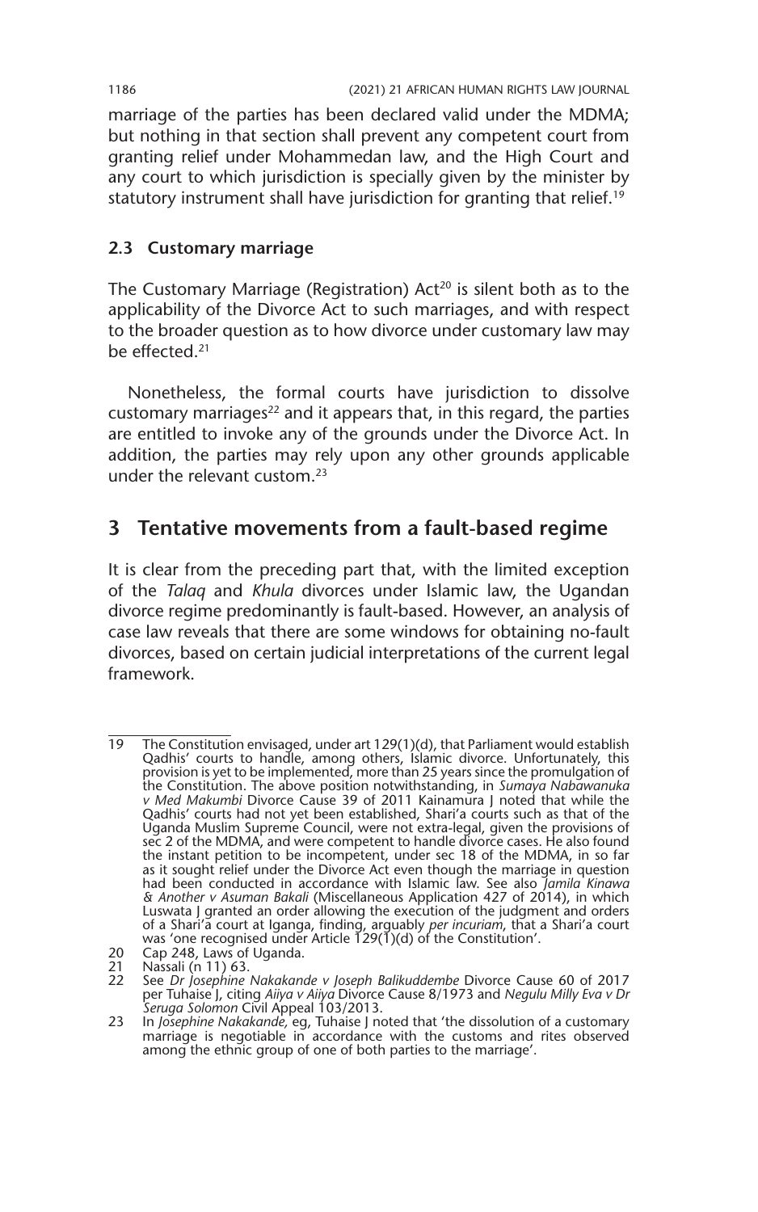marriage of the parties has been declared valid under the MDMA; but nothing in that section shall prevent any competent court from granting relief under Mohammedan law, and the High Court and any court to which jurisdiction is specially given by the minister by statutory instrument shall have jurisdiction for granting that relief.[19]

### 2.3 Customary marriage

The Customary Marriage (Registration) Act[20] is silent both as to the applicability of the Divorce Act to such marriages, and with respect to the broader question as to how divorce under customary law may be effected.[21]

Nonetheless, the formal courts have jurisdiction to dissolve customary marriages[22] and it appears that, in this regard, the parties are entitled to invoke any of the grounds under the Divorce Act. In addition, the parties may rely upon any other grounds applicable under the relevant custom.[23]

## 3 Tentative movements from a fault-based regime

It is clear from the preceding part that, with the limited exception of the *Talaq* and *Khula* divorces under Islamic law, the Ugandan divorce regime predominantly is fault-based. However, an analysis of case law reveals that there are some windows for obtaining no-fault divorces, based on certain judicial interpretations of the current legal framework.

---

19 The Constitution envisaged, under art 129(1)(d), that Parliament would establish Qadhis' courts to handle, among others, Islamic divorce. Unfortunately, this provision is yet to be implemented, more than 25 years since the promulgation of the Constitution. The above position notwithstanding, in *Sumaya Nabawanuka v Med Makumbi* Divorce Cause 39 of 2011 Kainamura J noted that while the Qadhis' courts had not yet been established, Shari'a courts such as that of the Uganda Muslim Supreme Council, were not extra-legal, given the provisions of sec 2 of the MDMA, and were competent to handle divorce cases. He also found the instant petition to be incompetent, under sec 18 of the MDMA, in so far as it sought relief under the Divorce Act even though the marriage in question had been conducted in accordance with Islamic law. See also *Jamila Kinawa & Another v Asuman Bakali* (Miscellaneous Application 427 of 2014), in which Luswata J granted an order allowing the execution of the judgment and orders of a Shari'a court at Iganga, finding, arguably *per incuriam*, that a Shari'a court was 'one recognised under Article 129(1)(d) of the Constitution'.

20 Cap 248, Laws of Uganda.

21 Nassali (n 11) 63.

22 See *Dr Josephine Nakakande v Joseph Balikuddembe* Divorce Cause 60 of 2017 per Tuhaise J, citing *Aiiya v Aiiya* Divorce Cause 8/1973 and *Negulu Milly Eva v Dr Seruga Solomon* Civil Appeal 103/2013.

23 In *Josephine Nakakande,* eg, Tuhaise J noted that 'the dissolution of a customary marriage is negotiable in accordance with the customs and rites observed among the ethnic group of one of both parties to the marriage'.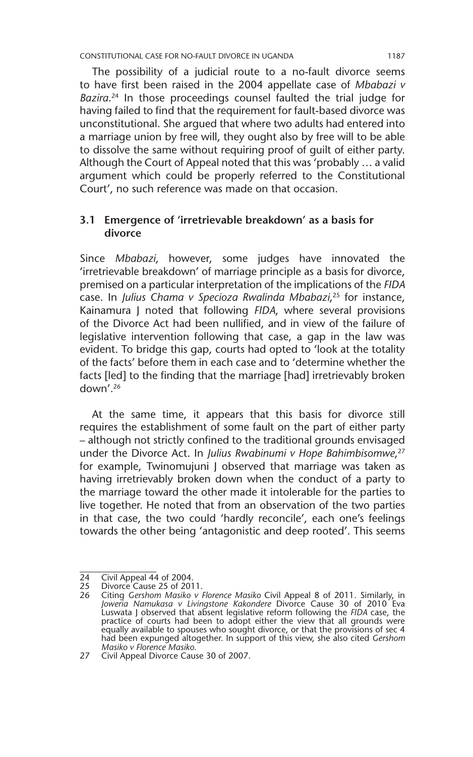The possibility of a judicial route to a no-fault divorce seems to have first been raised in the 2004 appellate case of *Mbabazi v Bazira*.[24] In those proceedings counsel faulted the trial judge for having failed to find that the requirement for fault-based divorce was unconstitutional. She argued that where two adults had entered into a marriage union by free will, they ought also by free will to be able to dissolve the same without requiring proof of guilt of either party. Although the Court of Appeal noted that this was 'probably … a valid argument which could be properly referred to the Constitutional Court', no such reference was made on that occasion.

### 3.1 Emergence of 'irretrievable breakdown' as a basis for divorce

Since *Mbabazi*, however, some judges have innovated the 'irretrievable breakdown' of marriage principle as a basis for divorce, premised on a particular interpretation of the implications of the *FIDA* case. In *Julius Chama v Specioza Rwalinda Mbabazi*,[25] for instance, Kainamura J noted that following *FIDA*, where several provisions of the Divorce Act had been nullified, and in view of the failure of legislative intervention following that case, a gap in the law was evident. To bridge this gap, courts had opted to 'look at the totality of the facts' before them in each case and to 'determine whether the facts [led] to the finding that the marriage [had] irretrievably broken down'.[26]

At the same time, it appears that this basis for divorce still requires the establishment of some fault on the part of either party – although not strictly confined to the traditional grounds envisaged under the Divorce Act. In *Julius Rwabinumi v Hope Bahimbisomwe*,[27] for example, Twinomujuni J observed that marriage was taken as having irretrievably broken down when the conduct of a party to the marriage toward the other made it intolerable for the parties to live together. He noted that from an observation of the two parties in that case, the two could 'hardly reconcile', each one's feelings towards the other being 'antagonistic and deep rooted'. This seems

---

24 Civil Appeal 44 of 2004.

25 Divorce Cause 25 of 2011.

26 Citing *Gershom Masiko v Florence Masiko* Civil Appeal 8 of 2011. Similarly, in *Joweria Namukasa v Livingstone Kakondere* Divorce Cause 30 of 2010 Eva Luswata J observed that absent legislative reform following the *FIDA* case, the practice of courts had been to adopt either the view that all grounds were equally available to spouses who sought divorce, or that the provisions of sec 4 had been expunged altogether. In support of this view, she also cited *Gershom Masiko v Florence Masiko*.

27 Civil Appeal Divorce Cause 30 of 2007.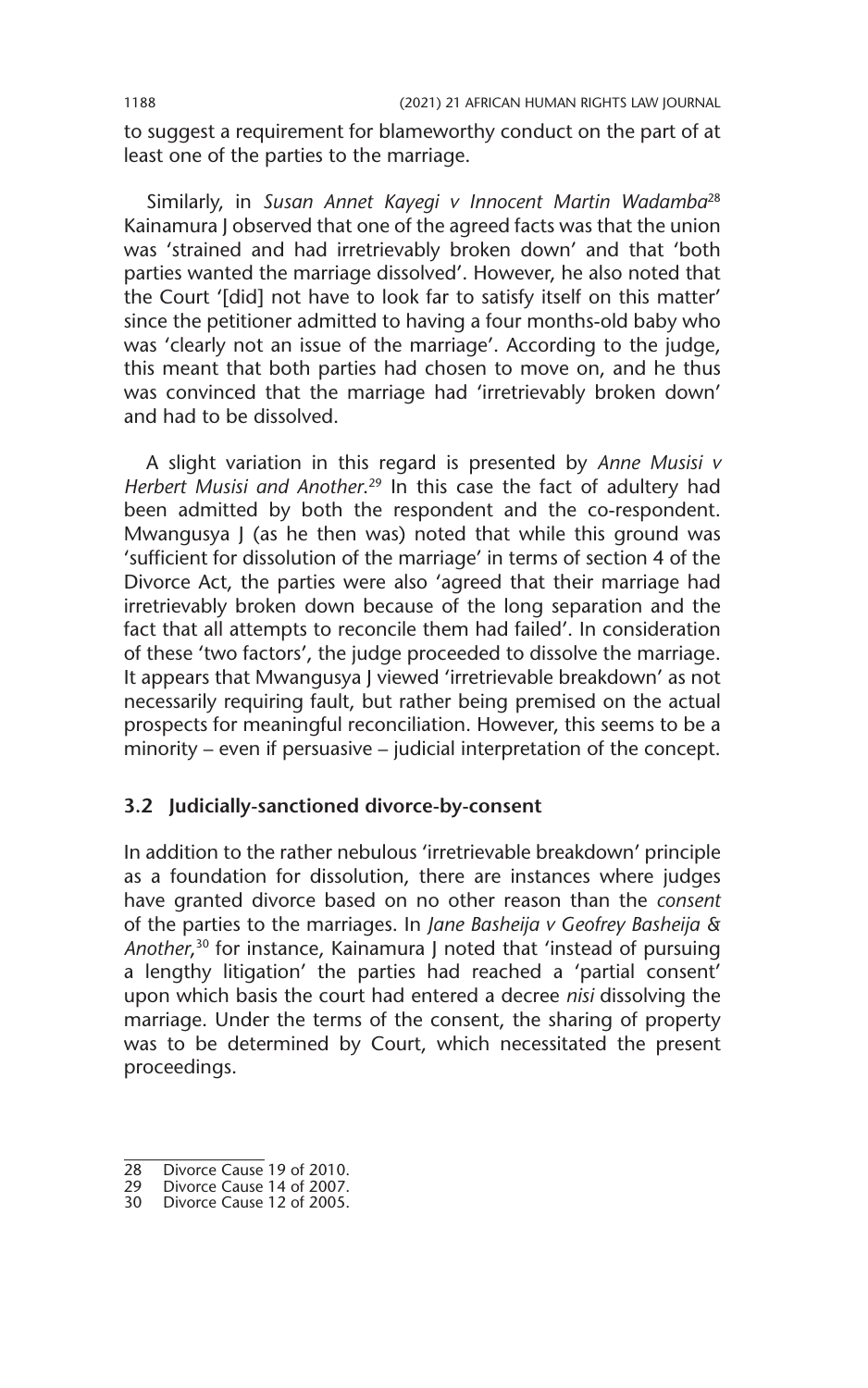to suggest a requirement for blameworthy conduct on the part of at least one of the parties to the marriage.

Similarly, in *Susan Annet Kayegi v Innocent Martin Wadamba*[28] Kainamura J observed that one of the agreed facts was that the union was 'strained and had irretrievably broken down' and that 'both parties wanted the marriage dissolved'. However, he also noted that the Court '[did] not have to look far to satisfy itself on this matter' since the petitioner admitted to having a four months-old baby who was 'clearly not an issue of the marriage'. According to the judge, this meant that both parties had chosen to move on, and he thus was convinced that the marriage had 'irretrievably broken down' and had to be dissolved.

A slight variation in this regard is presented by *Anne Musisi v Herbert Musisi and Another.*[29] In this case the fact of adultery had been admitted by both the respondent and the co-respondent. Mwangusya J (as he then was) noted that while this ground was 'sufficient for dissolution of the marriage' in terms of section 4 of the Divorce Act, the parties were also 'agreed that their marriage had irretrievably broken down because of the long separation and the fact that all attempts to reconcile them had failed'. In consideration of these 'two factors', the judge proceeded to dissolve the marriage. It appears that Mwangusya J viewed 'irretrievable breakdown' as not necessarily requiring fault, but rather being premised on the actual prospects for meaningful reconciliation. However, this seems to be a minority – even if persuasive – judicial interpretation of the concept.

### 3.2 Judicially-sanctioned divorce-by-consent

In addition to the rather nebulous 'irretrievable breakdown' principle as a foundation for dissolution, there are instances where judges have granted divorce based on no other reason than the *consent* of the parties to the marriages. In *Jane Basheija v Geofrey Basheija & Another,*[30] for instance, Kainamura J noted that 'instead of pursuing a lengthy litigation' the parties had reached a 'partial consent' upon which basis the court had entered a decree *nisi* dissolving the marriage. Under the terms of the consent, the sharing of property was to be determined by Court, which necessitated the present proceedings.

28 Divorce Cause 19 of 2010.
29 Divorce Cause 14 of 2007.
30 Divorce Cause 12 of 2005.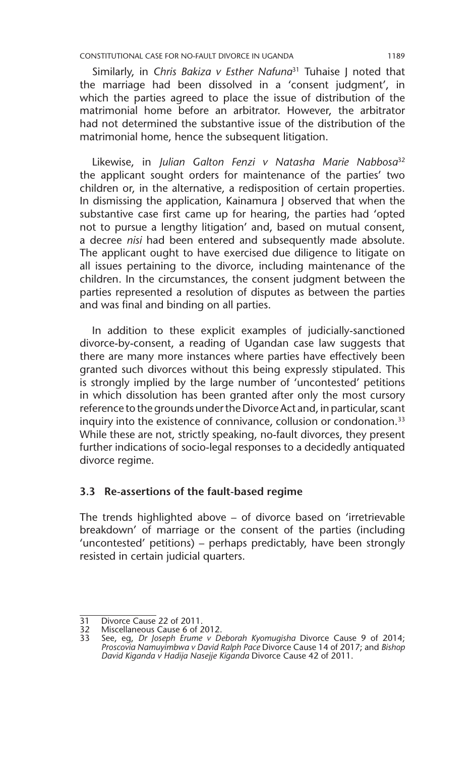Similarly, in *Chris Bakiza v Esther Nafuna*[31] Tuhaise J noted that the marriage had been dissolved in a 'consent judgment', in which the parties agreed to place the issue of distribution of the matrimonial home before an arbitrator. However, the arbitrator had not determined the substantive issue of the distribution of the matrimonial home, hence the subsequent litigation.

Likewise, in *Julian Galton Fenzi v Natasha Marie Nabbosa*[32] the applicant sought orders for maintenance of the parties' two children or, in the alternative, a redisposition of certain properties. In dismissing the application, Kainamura J observed that when the substantive case first came up for hearing, the parties had 'opted not to pursue a lengthy litigation' and, based on mutual consent, a decree *nisi* had been entered and subsequently made absolute. The applicant ought to have exercised due diligence to litigate on all issues pertaining to the divorce, including maintenance of the children. In the circumstances, the consent judgment between the parties represented a resolution of disputes as between the parties and was final and binding on all parties.

In addition to these explicit examples of judicially-sanctioned divorce-by-consent, a reading of Ugandan case law suggests that there are many more instances where parties have effectively been granted such divorces without this being expressly stipulated. This is strongly implied by the large number of 'uncontested' petitions in which dissolution has been granted after only the most cursory reference to the grounds under the Divorce Act and, in particular, scant inquiry into the existence of connivance, collusion or condonation.[33] While these are not, strictly speaking, no-fault divorces, they present further indications of socio-legal responses to a decidedly antiquated divorce regime.

### 3.3 Re-assertions of the fault-based regime

The trends highlighted above – of divorce based on 'irretrievable breakdown' of marriage or the consent of the parties (including 'uncontested' petitions) – perhaps predictably, have been strongly resisted in certain judicial quarters.

---

31 Divorce Cause 22 of 2011.

32 Miscellaneous Cause 6 of 2012.

33 See, eg, *Dr Joseph Erume v Deborah Kyomugisha* Divorce Cause 9 of 2014; *Proscovia Namuyimbwa v David Ralph Pace* Divorce Cause 14 of 2017; and *Bishop David Kiganda v Hadija Nasejje Kiganda* Divorce Cause 42 of 2011.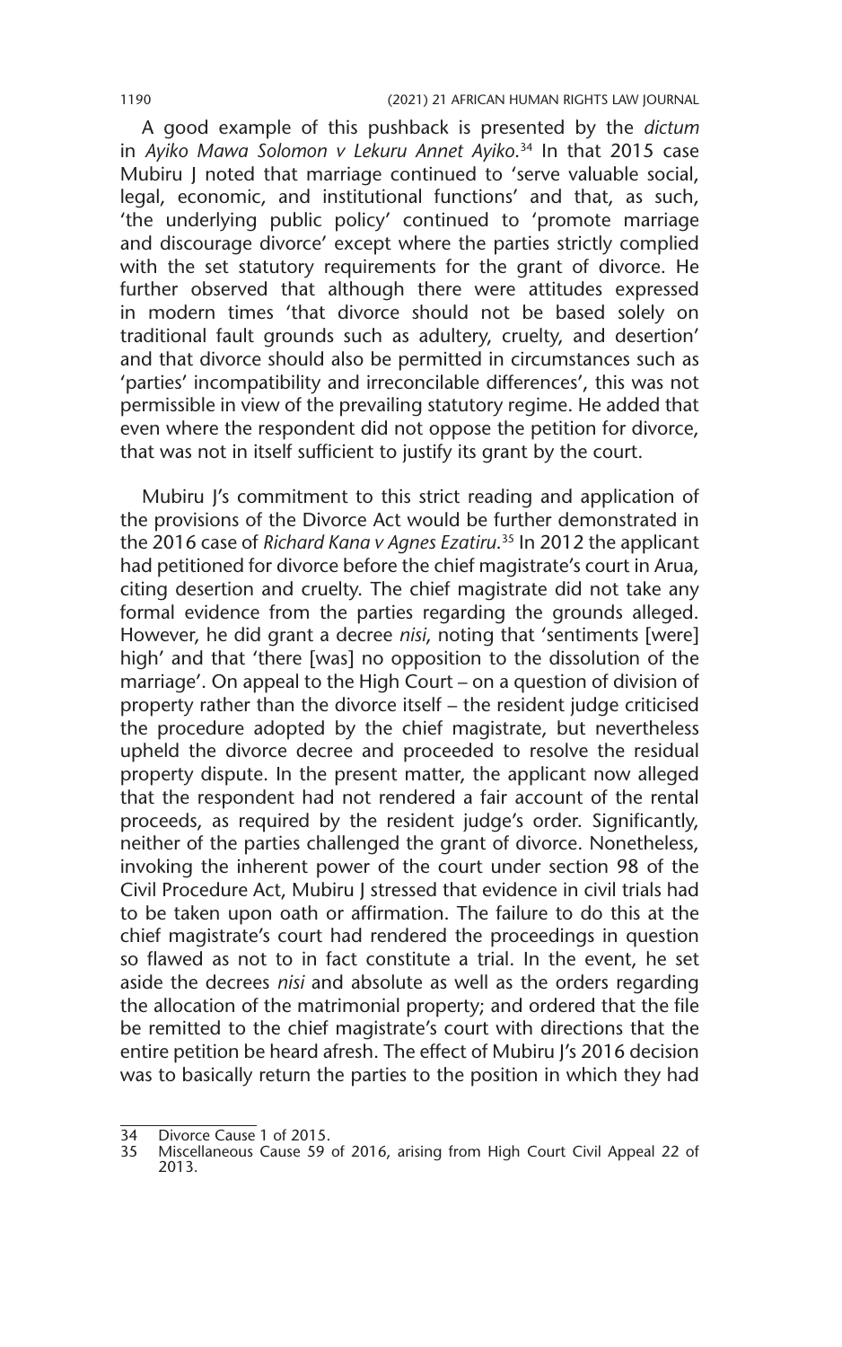A good example of this pushback is presented by the *dictum* in *Ayiko Mawa Solomon v Lekuru Annet Ayiko*.[34] In that 2015 case Mubiru J noted that marriage continued to 'serve valuable social, legal, economic, and institutional functions' and that, as such, 'the underlying public policy' continued to 'promote marriage and discourage divorce' except where the parties strictly complied with the set statutory requirements for the grant of divorce. He further observed that although there were attitudes expressed in modern times 'that divorce should not be based solely on traditional fault grounds such as adultery, cruelty, and desertion' and that divorce should also be permitted in circumstances such as 'parties' incompatibility and irreconcilable differences', this was not permissible in view of the prevailing statutory regime. He added that even where the respondent did not oppose the petition for divorce, that was not in itself sufficient to justify its grant by the court.

Mubiru J's commitment to this strict reading and application of the provisions of the Divorce Act would be further demonstrated in the 2016 case of *Richard Kana v Agnes Ezatiru*.[35] In 2012 the applicant had petitioned for divorce before the chief magistrate's court in Arua, citing desertion and cruelty. The chief magistrate did not take any formal evidence from the parties regarding the grounds alleged. However, he did grant a decree *nisi*, noting that 'sentiments [were] high' and that 'there [was] no opposition to the dissolution of the marriage'. On appeal to the High Court – on a question of division of property rather than the divorce itself – the resident judge criticised the procedure adopted by the chief magistrate, but nevertheless upheld the divorce decree and proceeded to resolve the residual property dispute. In the present matter, the applicant now alleged that the respondent had not rendered a fair account of the rental proceeds, as required by the resident judge's order. Significantly, neither of the parties challenged the grant of divorce. Nonetheless, invoking the inherent power of the court under section 98 of the Civil Procedure Act, Mubiru J stressed that evidence in civil trials had to be taken upon oath or affirmation. The failure to do this at the chief magistrate's court had rendered the proceedings in question so flawed as not to in fact constitute a trial. In the event, he set aside the decrees *nisi* and absolute as well as the orders regarding the allocation of the matrimonial property; and ordered that the file be remitted to the chief magistrate's court with directions that the entire petition be heard afresh. The effect of Mubiru J's 2016 decision was to basically return the parties to the position in which they had

---

34 Divorce Cause 1 of 2015.

35 Miscellaneous Cause 59 of 2016, arising from High Court Civil Appeal 22 of 2013.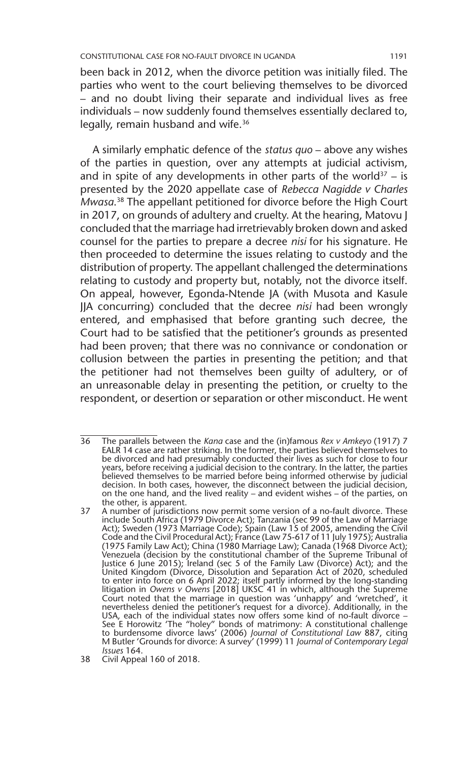been back in 2012, when the divorce petition was initially filed. The parties who went to the court believing themselves to be divorced – and no doubt living their separate and individual lives as free individuals – now suddenly found themselves essentially declared to, legally, remain husband and wife.[36]

A similarly emphatic defence of the *status quo* – above any wishes of the parties in question, over any attempts at judicial activism, and in spite of any developments in other parts of the world[37] – is presented by the 2020 appellate case of *Rebecca Nagidde v Charles Mwasa*.[38] The appellant petitioned for divorce before the High Court in 2017, on grounds of adultery and cruelty. At the hearing, Matovu J concluded that the marriage had irretrievably broken down and asked counsel for the parties to prepare a decree *nisi* for his signature. He then proceeded to determine the issues relating to custody and the distribution of property. The appellant challenged the determinations relating to custody and property but, notably, not the divorce itself. On appeal, however, Egonda-Ntende JA (with Musota and Kasule JJA concurring) concluded that the decree *nisi* had been wrongly entered, and emphasised that before granting such decree, the Court had to be satisfied that the petitioner's grounds as presented had been proven; that there was no connivance or condonation or collusion between the parties in presenting the petition; and that the petitioner had not themselves been guilty of adultery, or of an unreasonable delay in presenting the petition, or cruelty to the respondent, or desertion or separation or other misconduct. He went

---

36 The parallels between the *Kana* case and the (in)famous *Rex v Amkeyo* (1917) 7 EALR 14 case are rather striking. In the former, the parties believed themselves to be divorced and had presumably conducted their lives as such for close to four years, before receiving a judicial decision to the contrary. In the latter, the parties believed themselves to be married before being informed otherwise by judicial decision. In both cases, however, the disconnect between the judicial decision, on the one hand, and the lived reality – and evident wishes – of the parties, on the other, is apparent.

37 A number of jurisdictions now permit some version of a no-fault divorce. These include South Africa (1979 Divorce Act); Tanzania (sec 99 of the Law of Marriage Act); Sweden (1973 Marriage Code); Spain (Law 15 of 2005, amending the Civil Code and the Civil Procedural Act); France (Law 75-617 of 11 July 1975); Australia (1975 Family Law Act); China (1980 Marriage Law); Canada (1968 Divorce Act); Venezuela (decision by the constitutional chamber of the Supreme Tribunal of Justice 6 June 2015); Ireland (sec 5 of the Family Law (Divorce) Act); and the United Kingdom (Divorce, Dissolution and Separation Act of 2020, scheduled to enter into force on 6 April 2022; itself partly informed by the long-standing litigation in *Owens v Owens* [2018] UKSC 41 in which, although the Supreme Court noted that the marriage in question was 'unhappy' and 'wretched', it nevertheless denied the petitioner's request for a divorce). Additionally, in the USA, each of the individual states now offers some kind of no-fault divorce – See E Horowitz 'The "holey" bonds of matrimony: A constitutional challenge to burdensome divorce laws' (2006) *Journal of Constitutional Law* 887, citing M Butler 'Grounds for divorce: A survey' (1999) 11 *Journal of Contemporary Legal Issues* 164.

38 Civil Appeal 160 of 2018.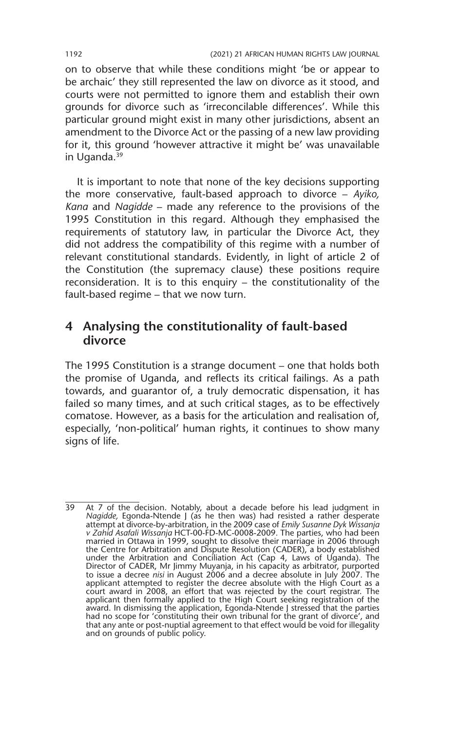on to observe that while these conditions might 'be or appear to be archaic' they still represented the law on divorce as it stood, and courts were not permitted to ignore them and establish their own grounds for divorce such as 'irreconcilable differences'. While this particular ground might exist in many other jurisdictions, absent an amendment to the Divorce Act or the passing of a new law providing for it, this ground 'however attractive it might be' was unavailable in Uganda.[39]

It is important to note that none of the key decisions supporting the more conservative, fault-based approach to divorce – *Ayiko, Kana* and *Nagidde* – made any reference to the provisions of the 1995 Constitution in this regard. Although they emphasised the requirements of statutory law, in particular the Divorce Act, they did not address the compatibility of this regime with a number of relevant constitutional standards. Evidently, in light of article 2 of the Constitution (the supremacy clause) these positions require reconsideration. It is to this enquiry – the constitutionality of the fault-based regime – that we now turn.

## 4 Analysing the constitutionality of fault-based divorce

The 1995 Constitution is a strange document – one that holds both the promise of Uganda, and reflects its critical failings. As a path towards, and guarantor of, a truly democratic dispensation, it has failed so many times, and at such critical stages, as to be effectively comatose. However, as a basis for the articulation and realisation of, especially, 'non-political' human rights, it continues to show many signs of life.

---

39 At 7 of the decision. Notably, about a decade before his lead judgment in *Nagidde,* Egonda-Ntende J (as he then was) had resisted a rather desperate attempt at divorce-by-arbitration, in the 2009 case of *Emily Susanne Dyk Wissanja v Zahid Asafali Wissanja* HCT-00-FD-MC-0008-2009. The parties, who had been married in Ottawa in 1999, sought to dissolve their marriage in 2006 through the Centre for Arbitration and Dispute Resolution (CADER), a body established under the Arbitration and Conciliation Act (Cap 4, Laws of Uganda). The Director of CADER, Mr Jimmy Muyanja, in his capacity as arbitrator, purported to issue a decree *nisi* in August 2006 and a decree absolute in July 2007. The applicant attempted to register the decree absolute with the High Court as a court award in 2008, an effort that was rejected by the court registrar. The applicant then formally applied to the High Court seeking registration of the award. In dismissing the application, Egonda-Ntende J stressed that the parties had no scope for 'constituting their own tribunal for the grant of divorce', and that any ante or post-nuptial agreement to that effect would be void for illegality and on grounds of public policy.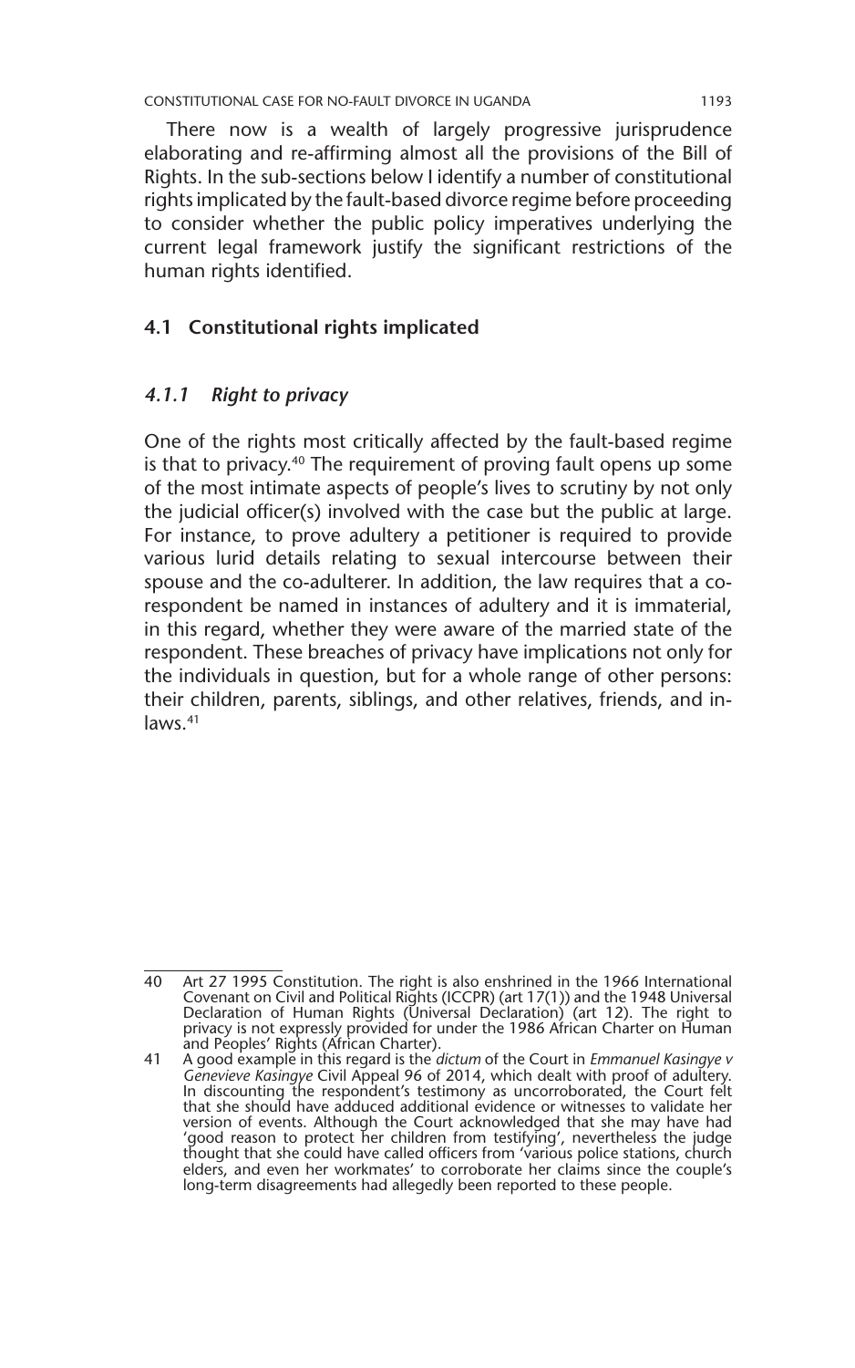There now is a wealth of largely progressive jurisprudence elaborating and re-affirming almost all the provisions of the Bill of Rights. In the sub-sections below I identify a number of constitutional rights implicated by the fault-based divorce regime before proceeding to consider whether the public policy imperatives underlying the current legal framework justify the significant restrictions of the human rights identified.

## 4.1 Constitutional rights implicated

### *4.1.1 Right to privacy*

One of the rights most critically affected by the fault-based regime is that to privacy.[40] The requirement of proving fault opens up some of the most intimate aspects of people's lives to scrutiny by not only the judicial officer(s) involved with the case but the public at large. For instance, to prove adultery a petitioner is required to provide various lurid details relating to sexual intercourse between their spouse and the co-adulterer. In addition, the law requires that a co-respondent be named in instances of adultery and it is immaterial, in this regard, whether they were aware of the married state of the respondent. These breaches of privacy have implications not only for the individuals in question, but for a whole range of other persons: their children, parents, siblings, and other relatives, friends, and in-laws.[41]

---

40 Art 27 1995 Constitution. The right is also enshrined in the 1966 International Covenant on Civil and Political Rights (ICCPR) (art 17(1)) and the 1948 Universal Declaration of Human Rights (Universal Declaration) (art 12). The right to privacy is not expressly provided for under the 1986 African Charter on Human and Peoples' Rights (African Charter).

41 A good example in this regard is the *dictum* of the Court in *Emmanuel Kasingye v Genevieve Kasingye* Civil Appeal 96 of 2014, which dealt with proof of adultery. In discounting the respondent's testimony as uncorroborated, the Court felt that she should have adduced additional evidence or witnesses to validate her version of events. Although the Court acknowledged that she may have had 'good reason to protect her children from testifying', nevertheless the judge thought that she could have called officers from 'various police stations, church elders, and even her workmates' to corroborate her claims since the couple's long-term disagreements had allegedly been reported to these people.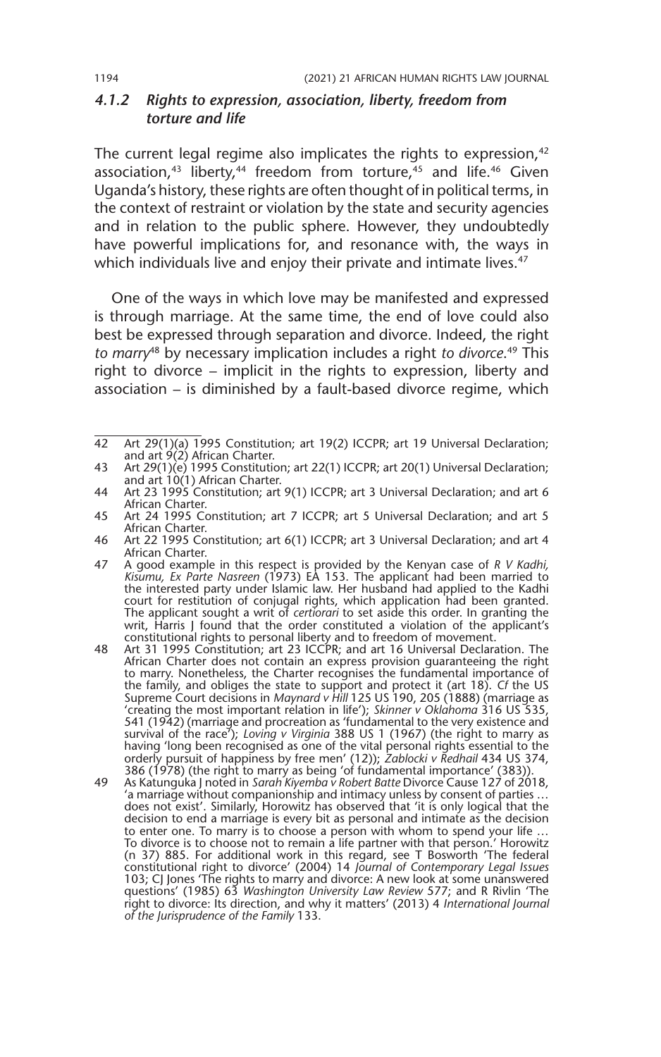### *4.1.2 Rights to expression, association, liberty, freedom from torture and life*

The current legal regime also implicates the rights to expression,[42] association,[43] liberty,[44] freedom from torture,[45] and life.[46] Given Uganda's history, these rights are often thought of in political terms, in the context of restraint or violation by the state and security agencies and in relation to the public sphere. However, they undoubtedly have powerful implications for, and resonance with, the ways in which individuals live and enjoy their private and intimate lives.[47]

One of the ways in which love may be manifested and expressed is through marriage. At the same time, the end of love could also best be expressed through separation and divorce. Indeed, the right *to marry*[48] by necessary implication includes a right *to divorce*.[49] This right to divorce – implicit in the rights to expression, liberty and association – is diminished by a fault-based divorce regime, which

---

42 Art 29(1)(a) 1995 Constitution; art 19(2) ICCPR; art 19 Universal Declaration; and art 9(2) African Charter.

43 Art 29(1)(e) 1995 Constitution; art 22(1) ICCPR; art 20(1) Universal Declaration; and art 10(1) African Charter.

44 Art 23 1995 Constitution; art 9(1) ICCPR; art 3 Universal Declaration; and art 6 African Charter.

45 Art 24 1995 Constitution; art 7 ICCPR; art 5 Universal Declaration; and art 5 African Charter.

46 Art 22 1995 Constitution; art 6(1) ICCPR; art 3 Universal Declaration; and art 4 African Charter.

47 A good example in this respect is provided by the Kenyan case of *R V Kadhi, Kisumu, Ex Parte Nasreen* (1973) EA 153. The applicant had been married to the interested party under Islamic law. Her husband had applied to the Kadhi court for restitution of conjugal rights, which application had been granted. The applicant sought a writ of *certiorari* to set aside this order. In granting the writ, Harris J found that the order constituted a violation of the applicant's constitutional rights to personal liberty and to freedom of movement.

48 Art 31 1995 Constitution; art 23 ICCPR; and art 16 Universal Declaration. The African Charter does not contain an express provision guaranteeing the right to marry. Nonetheless, the Charter recognises the fundamental importance of the family, and obliges the state to support and protect it (art 18). *Cf* the US Supreme Court decisions in *Maynard v Hill* 125 US 190, 205 (1888) (marriage as 'creating the most important relation in life'); *Skinner v Oklahoma* 316 US 535, 541 (1942) (marriage and procreation as 'fundamental to the very existence and survival of the race'); *Loving v Virginia* 388 US 1 (1967) (the right to marry as having 'long been recognised as one of the vital personal rights essential to the orderly pursuit of happiness by free men' (12)); *Zablocki v Redhail* 434 US 374, 386 (1978) (the right to marry as being 'of fundamental importance' (383)).

49 As Katunguka J noted in *Sarah Kiyemba v Robert Batte* Divorce Cause 127 of 2018, 'a marriage without companionship and intimacy unless by consent of parties … does not exist'. Similarly, Horowitz has observed that 'it is only logical that the decision to end a marriage is every bit as personal and intimate as the decision to enter one. To marry is to choose a person with whom to spend your life … To divorce is to choose not to remain a life partner with that person.' Horowitz (n 37) 885. For additional work in this regard, see T Bosworth 'The federal constitutional right to divorce' (2004) 14 *Journal of Contemporary Legal Issues* 103; CJ Jones 'The rights to marry and divorce: A new look at some unanswered questions' (1985) 63 *Washington University Law Review* 577; and R Rivlin 'The right to divorce: Its direction, and why it matters' (2013) 4 *International Journal of the Jurisprudence of the Family* 133.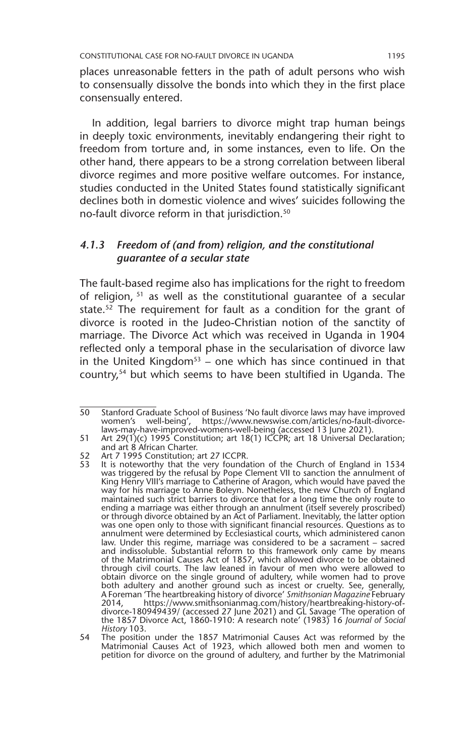places unreasonable fetters in the path of adult persons who wish to consensually dissolve the bonds into which they in the first place consensually entered.

In addition, legal barriers to divorce might trap human beings in deeply toxic environments, inevitably endangering their right to freedom from torture and, in some instances, even to life. On the other hand, there appears to be a strong correlation between liberal divorce regimes and more positive welfare outcomes. For instance, studies conducted in the United States found statistically significant declines both in domestic violence and wives' suicides following the no-fault divorce reform in that jurisdiction.[50]

### *4.1.3 Freedom of (and from) religion, and the constitutional guarantee of a secular state*

The fault-based regime also has implications for the right to freedom of religion, [51] as well as the constitutional guarantee of a secular state.[52] The requirement for fault as a condition for the grant of divorce is rooted in the Judeo-Christian notion of the sanctity of marriage. The Divorce Act which was received in Uganda in 1904 reflected only a temporal phase in the secularisation of divorce law in the United Kingdom[53] – one which has since continued in that country,[54] but which seems to have been stultified in Uganda. The

---

50 Stanford Graduate School of Business 'No fault divorce laws may have improved women's well-being', https://www.newswise.com/articles/no-fault-divorce-laws-may-have-improved-womens-well-being (accessed 13 June 2021).

51 Art 29(1)(c) 1995 Constitution; art 18(1) ICCPR; art 18 Universal Declaration; and art 8 African Charter.

52 Art 7 1995 Constitution; art 27 ICCPR.

53 It is noteworthy that the very foundation of the Church of England in 1534 was triggered by the refusal by Pope Clement VII to sanction the annulment of King Henry VIII's marriage to Catherine of Aragon, which would have paved the way for his marriage to Anne Boleyn. Nonetheless, the new Church of England maintained such strict barriers to divorce that for a long time the only route to ending a marriage was either through an annulment (itself severely proscribed) or through divorce obtained by an Act of Parliament. Inevitably, the latter option was one open only to those with significant financial resources. Questions as to annulment were determined by Ecclesiastical courts, which administered canon law. Under this regime, marriage was considered to be a sacrament – sacred and indissoluble. Substantial reform to this framework only came by means of the Matrimonial Causes Act of 1857, which allowed divorce to be obtained through civil courts. The law leaned in favour of men who were allowed to obtain divorce on the single ground of adultery, while women had to prove both adultery and another ground such as incest or cruelty. See, generally, A Foreman 'The heartbreaking history of divorce' *Smithsonian Magazine* February 2014, https://www.smithsonianmag.com/history/heartbreaking-history-of-divorce-180949439/ (accessed 27 June 2021) and GL Savage 'The operation of the 1857 Divorce Act, 1860-1910: A research note' (1983) 16 *Journal of Social History* 103.

54 The position under the 1857 Matrimonial Causes Act was reformed by the Matrimonial Causes Act of 1923, which allowed both men and women to petition for divorce on the ground of adultery, and further by the Matrimonial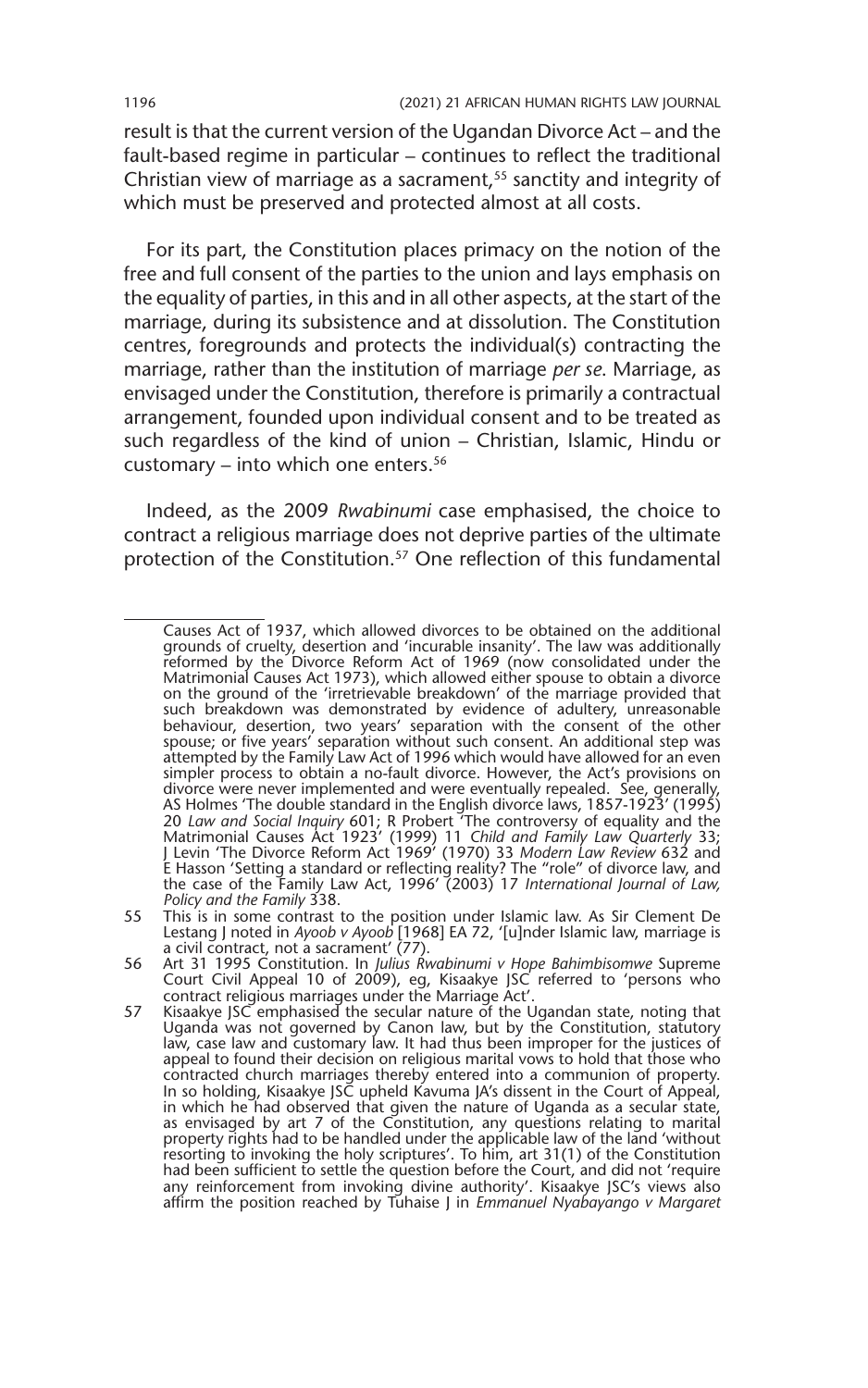result is that the current version of the Ugandan Divorce Act – and the fault-based regime in particular – continues to reflect the traditional Christian view of marriage as a sacrament,[55] sanctity and integrity of which must be preserved and protected almost at all costs.

For its part, the Constitution places primacy on the notion of the free and full consent of the parties to the union and lays emphasis on the equality of parties, in this and in all other aspects, at the start of the marriage, during its subsistence and at dissolution. The Constitution centres, foregrounds and protects the individual(s) contracting the marriage, rather than the institution of marriage *per se*. Marriage, as envisaged under the Constitution, therefore is primarily a contractual arrangement, founded upon individual consent and to be treated as such regardless of the kind of union – Christian, Islamic, Hindu or customary – into which one enters.[56]

Indeed, as the 2009 *Rwabinumi* case emphasised, the choice to contract a religious marriage does not deprive parties of the ultimate protection of the Constitution.[57] One reflection of this fundamental

---

Causes Act of 1937, which allowed divorces to be obtained on the additional grounds of cruelty, desertion and 'incurable insanity'. The law was additionally reformed by the Divorce Reform Act of 1969 (now consolidated under the Matrimonial Causes Act 1973), which allowed either spouse to obtain a divorce on the ground of the 'irretrievable breakdown' of the marriage provided that such breakdown was demonstrated by evidence of adultery, unreasonable behaviour, desertion, two years' separation with the consent of the other spouse; or five years' separation without such consent. An additional step was attempted by the Family Law Act of 1996 which would have allowed for an even simpler process to obtain a no-fault divorce. However, the Act's provisions on divorce were never implemented and were eventually repealed. See, generally, AS Holmes 'The double standard in the English divorce laws, 1857-1923' (1995) 20 *Law and Social Inquiry* 601; R Probert 'The controversy of equality and the Matrimonial Causes Act 1923' (1999) 11 *Child and Family Law Quarterly* 33; J Levin 'The Divorce Reform Act 1969' (1970) 33 *Modern Law Review* 632 and E Hasson 'Setting a standard or reflecting reality? The "role" of divorce law, and the case of the Family Law Act, 1996' (2003) 17 *International Journal of Law, Policy and the Family* 338.

55 This is in some contrast to the position under Islamic law. As Sir Clement De Lestang J noted in *Ayoob v Ayoob* [1968] EA 72, '[u]nder Islamic law, marriage is a civil contract, not a sacrament' (77).

56 Art 31 1995 Constitution. In *Julius Rwabinumi v Hope Bahimbisomwe* Supreme Court Civil Appeal 10 of 2009), eg, Kisaakye JSC referred to 'persons who contract religious marriages under the Marriage Act'.

57 Kisaakye JSC emphasised the secular nature of the Ugandan state, noting that Uganda was not governed by Canon law, but by the Constitution, statutory law, case law and customary law. It had thus been improper for the justices of appeal to found their decision on religious marital vows to hold that those who contracted church marriages thereby entered into a communion of property. In so holding, Kisaakye JSC upheld Kavuma JA's dissent in the Court of Appeal, in which he had observed that given the nature of Uganda as a secular state, as envisaged by art 7 of the Constitution, any questions relating to marital property rights had to be handled under the applicable law of the land 'without resorting to invoking the holy scriptures'. To him, art 31(1) of the Constitution had been sufficient to settle the question before the Court, and did not 'require any reinforcement from invoking divine authority'. Kisaakye JSC's views also affirm the position reached by Tuhaise J in *Emmanuel Nyabayango v Margaret*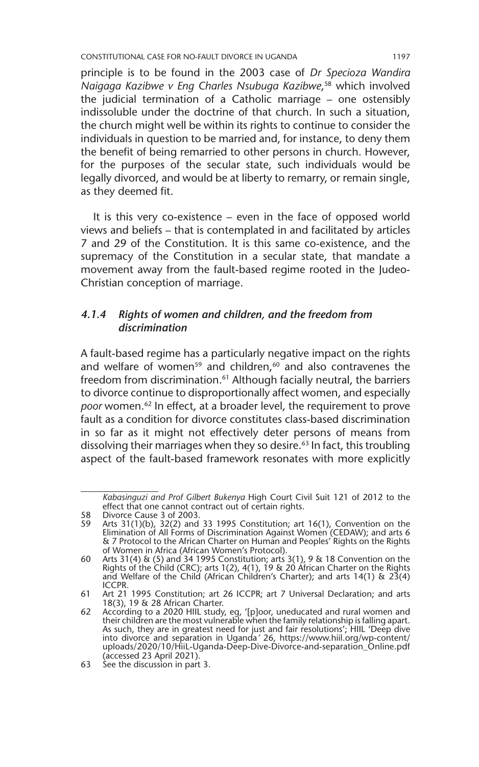principle is to be found in the 2003 case of *Dr Specioza Wandira Naigaga Kazibwe v Eng Charles Nsubuga Kazibwe*,[58] which involved the judicial termination of a Catholic marriage – one ostensibly indissoluble under the doctrine of that church. In such a situation, the church might well be within its rights to continue to consider the individuals in question to be married and, for instance, to deny them the benefit of being remarried to other persons in church. However, for the purposes of the secular state, such individuals would be legally divorced, and would be at liberty to remarry, or remain single, as they deemed fit.

It is this very co-existence – even in the face of opposed world views and beliefs – that is contemplated in and facilitated by articles 7 and 29 of the Constitution. It is this same co-existence, and the supremacy of the Constitution in a secular state, that mandate a movement away from the fault-based regime rooted in the Judeo-Christian conception of marriage.

#### *4.1.4 Rights of women and children, and the freedom from discrimination*

A fault-based regime has a particularly negative impact on the rights and welfare of women[59] and children,[60] and also contravenes the freedom from discrimination.[61] Although facially neutral, the barriers to divorce continue to disproportionally affect women, and especially *poor* women.[62] In effect, at a broader level, the requirement to prove fault as a condition for divorce constitutes class-based discrimination in so far as it might not effectively deter persons of means from dissolving their marriages when they so desire.[63] In fact, this troubling aspect of the fault-based framework resonates with more explicitly

---

*Kabasinguzi and Prof Gilbert Bukenya* High Court Civil Suit 121 of 2012 to the effect that one cannot contract out of certain rights.

58 Divorce Cause 3 of 2003.

59 Arts 31(1)(b), 32(2) and 33 1995 Constitution; art 16(1), Convention on the Elimination of All Forms of Discrimination Against Women (CEDAW); and arts 6 & 7 Protocol to the African Charter on Human and Peoples' Rights on the Rights of Women in Africa (African Women's Protocol).

60 Arts 31(4) & (5) and 34 1995 Constitution; arts 3(1), 9 & 18 Convention on the Rights of the Child (CRC); arts 1(2), 4(1), 19 & 20 African Charter on the Rights and Welfare of the Child (African Children's Charter); and arts 14(1) & 23(4) ICCPR.

61 Art 21 1995 Constitution; art 26 ICCPR; art 7 Universal Declaration; and arts 18(3), 19 & 28 African Charter.

62 According to a 2020 HIIL study, eg, '[p]oor, uneducated and rural women and their children are the most vulnerable when the family relationship is falling apart. As such, they are in greatest need for just and fair resolutions'; HIIL 'Deep dive into divorce and separation in Uganda' 26, https://www.hiil.org/wp-content/uploads/2020/10/HiiL-Uganda-Deep-Dive-Divorce-and-separation_Online.pdf (accessed 23 April 2021).

63 See the discussion in part 3.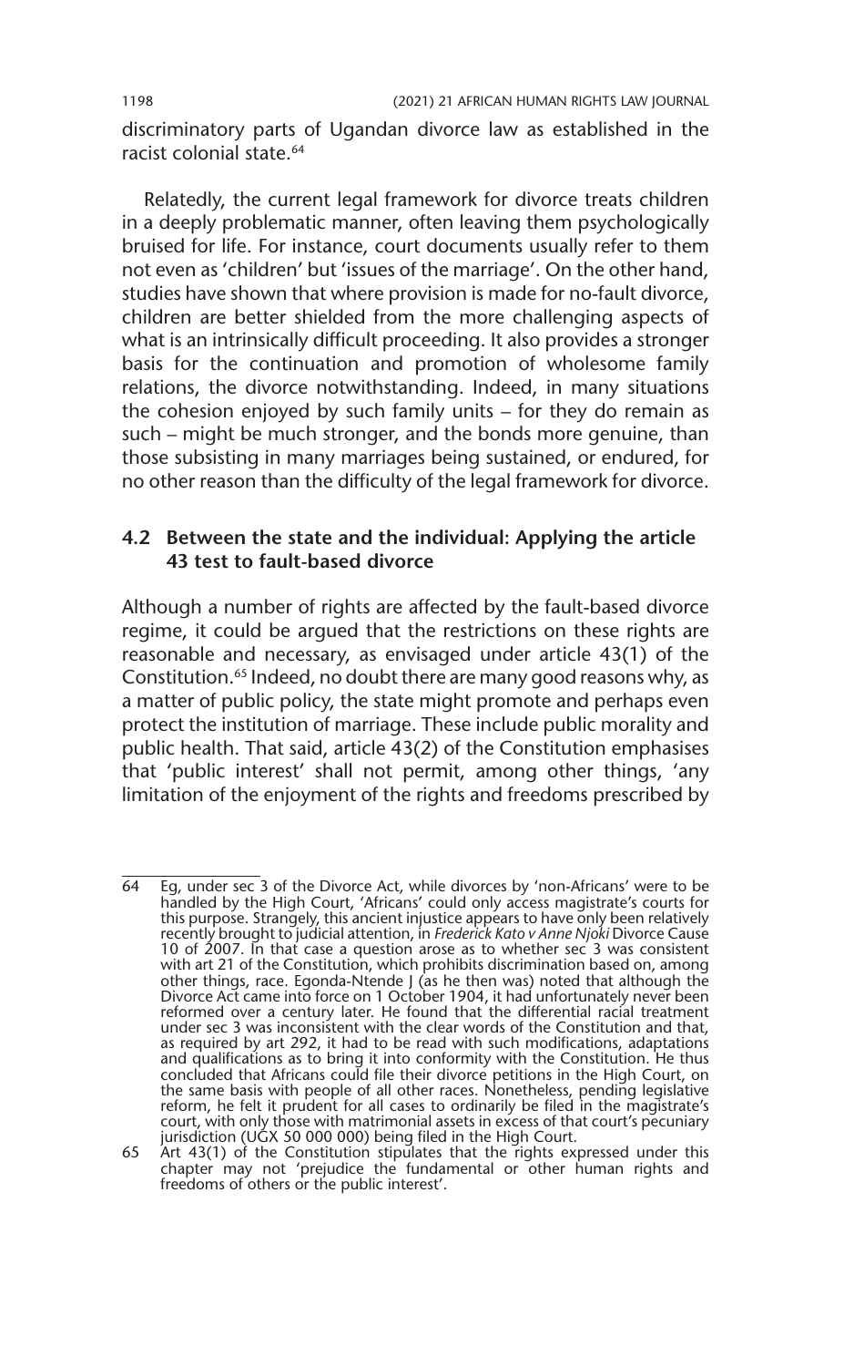discriminatory parts of Ugandan divorce law as established in the racist colonial state.[64]

Relatedly, the current legal framework for divorce treats children in a deeply problematic manner, often leaving them psychologically bruised for life. For instance, court documents usually refer to them not even as 'children' but 'issues of the marriage'. On the other hand, studies have shown that where provision is made for no-fault divorce, children are better shielded from the more challenging aspects of what is an intrinsically difficult proceeding. It also provides a stronger basis for the continuation and promotion of wholesome family relations, the divorce notwithstanding. Indeed, in many situations the cohesion enjoyed by such family units – for they do remain as such – might be much stronger, and the bonds more genuine, than those subsisting in many marriages being sustained, or endured, for no other reason than the difficulty of the legal framework for divorce.

### 4.2 Between the state and the individual: Applying the article 43 test to fault-based divorce

Although a number of rights are affected by the fault-based divorce regime, it could be argued that the restrictions on these rights are reasonable and necessary, as envisaged under article 43(1) of the Constitution.[65] Indeed, no doubt there are many good reasons why, as a matter of public policy, the state might promote and perhaps even protect the institution of marriage. These include public morality and public health. That said, article 43(2) of the Constitution emphasises that 'public interest' shall not permit, among other things, 'any limitation of the enjoyment of the rights and freedoms prescribed by

---

64 Eg, under sec 3 of the Divorce Act, while divorces by 'non-Africans' were to be handled by the High Court, 'Africans' could only access magistrate's courts for this purpose. Strangely, this ancient injustice appears to have only been relatively recently brought to judicial attention, in *Frederick Kato v Anne Njoki* Divorce Cause 10 of 2007. In that case a question arose as to whether sec 3 was consistent with art 21 of the Constitution, which prohibits discrimination based on, among other things, race. Egonda-Ntende J (as he then was) noted that although the Divorce Act came into force on 1 October 1904, it had unfortunately never been reformed over a century later. He found that the differential racial treatment under sec 3 was inconsistent with the clear words of the Constitution and that, as required by art 292, it had to be read with such modifications, adaptations and qualifications as to bring it into conformity with the Constitution. He thus concluded that Africans could file their divorce petitions in the High Court, on the same basis with people of all other races. Nonetheless, pending legislative reform, he felt it prudent for all cases to ordinarily be filed in the magistrate's court, with only those with matrimonial assets in excess of that court's pecuniary jurisdiction (UGX 50 000 000) being filed in the High Court.

65 Art 43(1) of the Constitution stipulates that the rights expressed under this chapter may not 'prejudice the fundamental or other human rights and freedoms of others or the public interest'.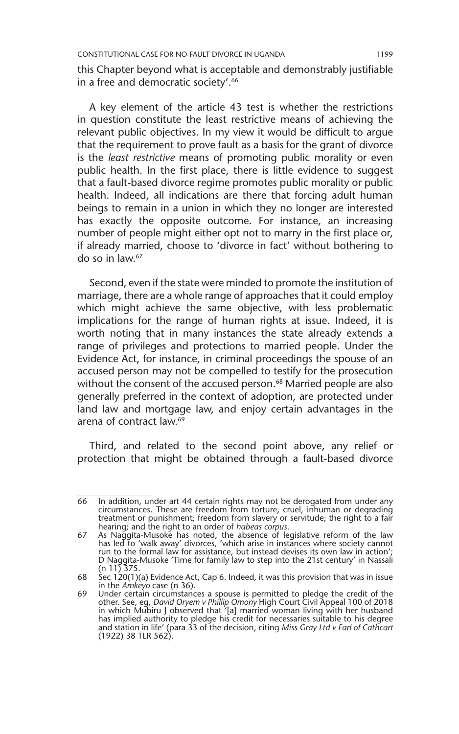this Chapter beyond what is acceptable and demonstrably justifiable in a free and democratic society'.[66]

A key element of the article 43 test is whether the restrictions in question constitute the least restrictive means of achieving the relevant public objectives. In my view it would be difficult to argue that the requirement to prove fault as a basis for the grant of divorce is the *least restrictive* means of promoting public morality or even public health. In the first place, there is little evidence to suggest that a fault-based divorce regime promotes public morality or public health. Indeed, all indications are there that forcing adult human beings to remain in a union in which they no longer are interested has exactly the opposite outcome. For instance, an increasing number of people might either opt not to marry in the first place or, if already married, choose to 'divorce in fact' without bothering to do so in law.[67]

Second, even if the state were minded to promote the institution of marriage, there are a whole range of approaches that it could employ which might achieve the same objective, with less problematic implications for the range of human rights at issue. Indeed, it is worth noting that in many instances the state already extends a range of privileges and protections to married people. Under the Evidence Act, for instance, in criminal proceedings the spouse of an accused person may not be compelled to testify for the prosecution without the consent of the accused person.[68] Married people are also generally preferred in the context of adoption, are protected under land law and mortgage law, and enjoy certain advantages in the arena of contract law.[69]

Third, and related to the second point above, any relief or protection that might be obtained through a fault-based divorce

---

66 In addition, under art 44 certain rights may not be derogated from under any circumstances. These are freedom from torture, cruel, inhuman or degrading treatment or punishment; freedom from slavery or servitude; the right to a fair hearing; and the right to an order of *habeas corpus*.

67 As Naggita-Musoke has noted, the absence of legislative reform of the law has led to 'walk away' divorces, 'which arise in instances where society cannot run to the formal law for assistance, but instead devises its own law in action'; D Naggita-Musoke 'Time for family law to step into the 21st century' in Nassali (n 11) 375.

68 Sec 120(1)(a) Evidence Act, Cap 6. Indeed, it was this provision that was in issue in the *Amkeyo* case (n 36).

69 Under certain circumstances a spouse is permitted to pledge the credit of the other. See, eg, *David Oryem v Phillip Omony* High Court Civil Appeal 100 of 2018 in which Mubiru J observed that '[a] married woman living with her husband has implied authority to pledge his credit for necessaries suitable to his degree and station in life' (para 33 of the decision, citing *Miss Gray Ltd v Earl of Cathcart* (1922) 38 TLR 562).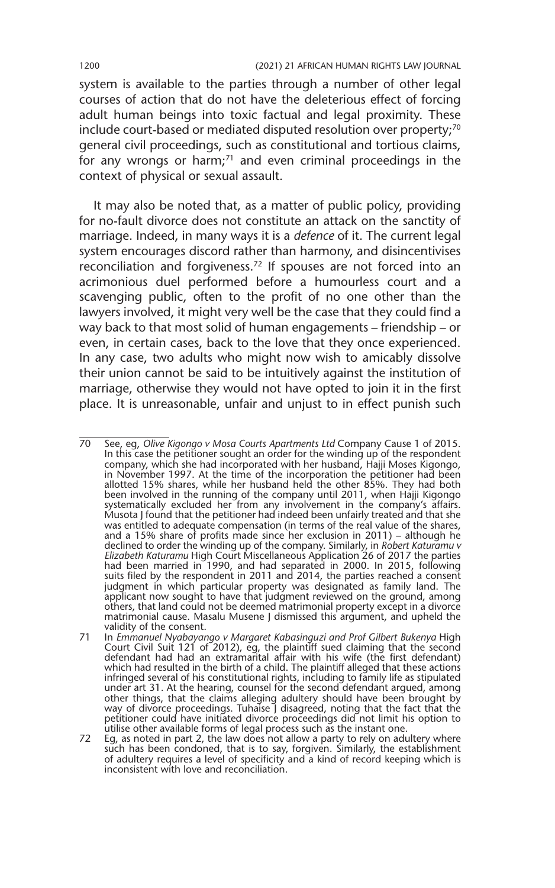system is available to the parties through a number of other legal courses of action that do not have the deleterious effect of forcing adult human beings into toxic factual and legal proximity. These include court-based or mediated disputed resolution over property;[70] general civil proceedings, such as constitutional and tortious claims, for any wrongs or harm;[71] and even criminal proceedings in the context of physical or sexual assault.

It may also be noted that, as a matter of public policy, providing for no-fault divorce does not constitute an attack on the sanctity of marriage. Indeed, in many ways it is a *defence* of it. The current legal system encourages discord rather than harmony, and disincentivises reconciliation and forgiveness.[72] If spouses are not forced into an acrimonious duel performed before a humourless court and a scavenging public, often to the profit of no one other than the lawyers involved, it might very well be the case that they could find a way back to that most solid of human engagements – friendship – or even, in certain cases, back to the love that they once experienced. In any case, two adults who might now wish to amicably dissolve their union cannot be said to be intuitively against the institution of marriage, otherwise they would not have opted to join it in the first place. It is unreasonable, unfair and unjust to in effect punish such

---

70 See, eg, *Olive Kigongo v Mosa Courts Apartments Ltd* Company Cause 1 of 2015. In this case the petitioner sought an order for the winding up of the respondent company, which she had incorporated with her husband, Hajji Moses Kigongo, in November 1997. At the time of the incorporation the petitioner had been allotted 15% shares, while her husband held the other 85%. They had both been involved in the running of the company until 2011, when Hajji Kigongo systematically excluded her from any involvement in the company's affairs. Musota J found that the petitioner had indeed been unfairly treated and that she was entitled to adequate compensation (in terms of the real value of the shares, and a 15% share of profits made since her exclusion in 2011) – although he declined to order the winding up of the company. Similarly, in *Robert Katuramu v Elizabeth Katuramu* High Court Miscellaneous Application 26 of 2017 the parties had been married in 1990, and had separated in 2000. In 2015, following suits filed by the respondent in 2011 and 2014, the parties reached a consent judgment in which particular property was designated as family land. The applicant now sought to have that judgment reviewed on the ground, among others, that land could not be deemed matrimonial property except in a divorce matrimonial cause. Masalu Musene J dismissed this argument, and upheld the validity of the consent.

71 In *Emmanuel Nyabayango v Margaret Kabasinguzi and Prof Gilbert Bukenya* High Court Civil Suit 121 of 2012), eg, the plaintiff sued claiming that the second defendant had had an extramarital affair with his wife (the first defendant) which had resulted in the birth of a child. The plaintiff alleged that these actions infringed several of his constitutional rights, including to family life as stipulated under art 31. At the hearing, counsel for the second defendant argued, among other things, that the claims alleging adultery should have been brought by way of divorce proceedings. Tuhaise J disagreed, noting that the fact that the petitioner could have initiated divorce proceedings did not limit his option to utilise other available forms of legal process such as the instant one.

72 Eg, as noted in part 2, the law does not allow a party to rely on adultery where such has been condoned, that is to say, forgiven. Similarly, the establishment of adultery requires a level of specificity and a kind of record keeping which is inconsistent with love and reconciliation.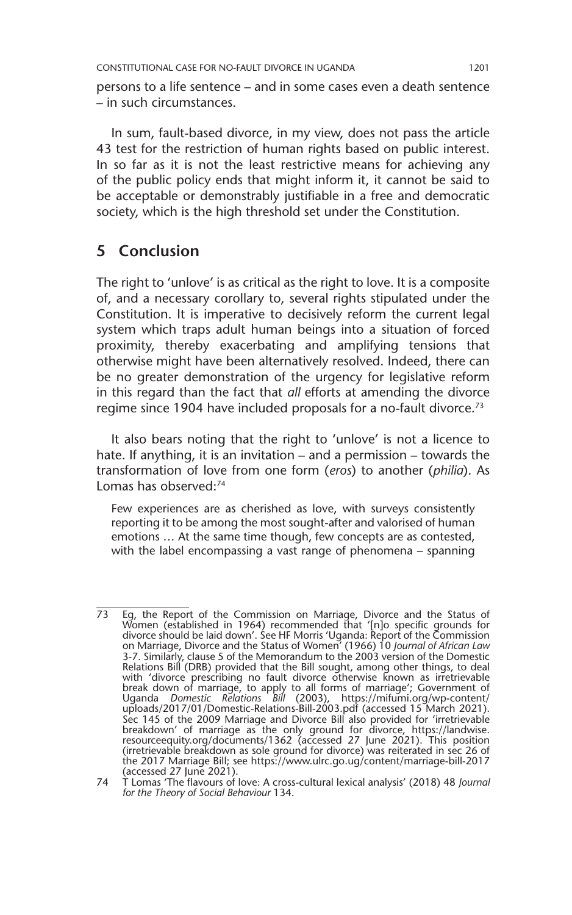persons to a life sentence – and in some cases even a death sentence – in such circumstances.

In sum, fault-based divorce, in my view, does not pass the article 43 test for the restriction of human rights based on public interest. In so far as it is not the least restrictive means for achieving any of the public policy ends that might inform it, it cannot be said to be acceptable or demonstrably justifiable in a free and democratic society, which is the high threshold set under the Constitution.

## 5 Conclusion

The right to 'unlove' is as critical as the right to love. It is a composite of, and a necessary corollary to, several rights stipulated under the Constitution. It is imperative to decisively reform the current legal system which traps adult human beings into a situation of forced proximity, thereby exacerbating and amplifying tensions that otherwise might have been alternatively resolved. Indeed, there can be no greater demonstration of the urgency for legislative reform in this regard than the fact that *all* efforts at amending the divorce regime since 1904 have included proposals for a no-fault divorce.[73]

It also bears noting that the right to 'unlove' is not a licence to hate. If anything, it is an invitation – and a permission – towards the transformation of love from one form (*eros*) to another (*philia*). As Lomas has observed:[74]

> Few experiences are as cherished as love, with surveys consistently reporting it to be among the most sought-after and valorised of human emotions … At the same time though, few concepts are as contested, with the label encompassing a vast range of phenomena – spanning

---

73 Eg, the Report of the Commission on Marriage, Divorce and the Status of Women (established in 1964) recommended that '[n]o specific grounds for divorce should be laid down'. See HF Morris 'Uganda: Report of the Commission on Marriage, Divorce and the Status of Women' (1966) 10 *Journal of African Law* 3-7. Similarly, clause 5 of the Memorandum to the 2003 version of the Domestic Relations Bill (DRB) provided that the Bill sought, among other things, to deal with 'divorce prescribing no fault divorce otherwise known as irretrievable break down of marriage, to apply to all forms of marriage'; Government of Uganda *Domestic Relations Bill* (2003), https://mifumi.org/wp-content/uploads/2017/01/Domestic-Relations-Bill-2003.pdf (accessed 15 March 2021). Sec 145 of the 2009 Marriage and Divorce Bill also provided for 'irretrievable breakdown' of marriage as the only ground for divorce, https://landwise.resourceequity.org/documents/1362 (accessed 27 June 2021). This position (irretrievable breakdown as sole ground for divorce) was reiterated in sec 26 of the 2017 Marriage Bill; see https://www.ulrc.go.ug/content/marriage-bill-2017 (accessed 27 June 2021).

74 T Lomas 'The flavours of love: A cross-cultural lexical analysis' (2018) 48 *Journal for the Theory of Social Behaviour* 134.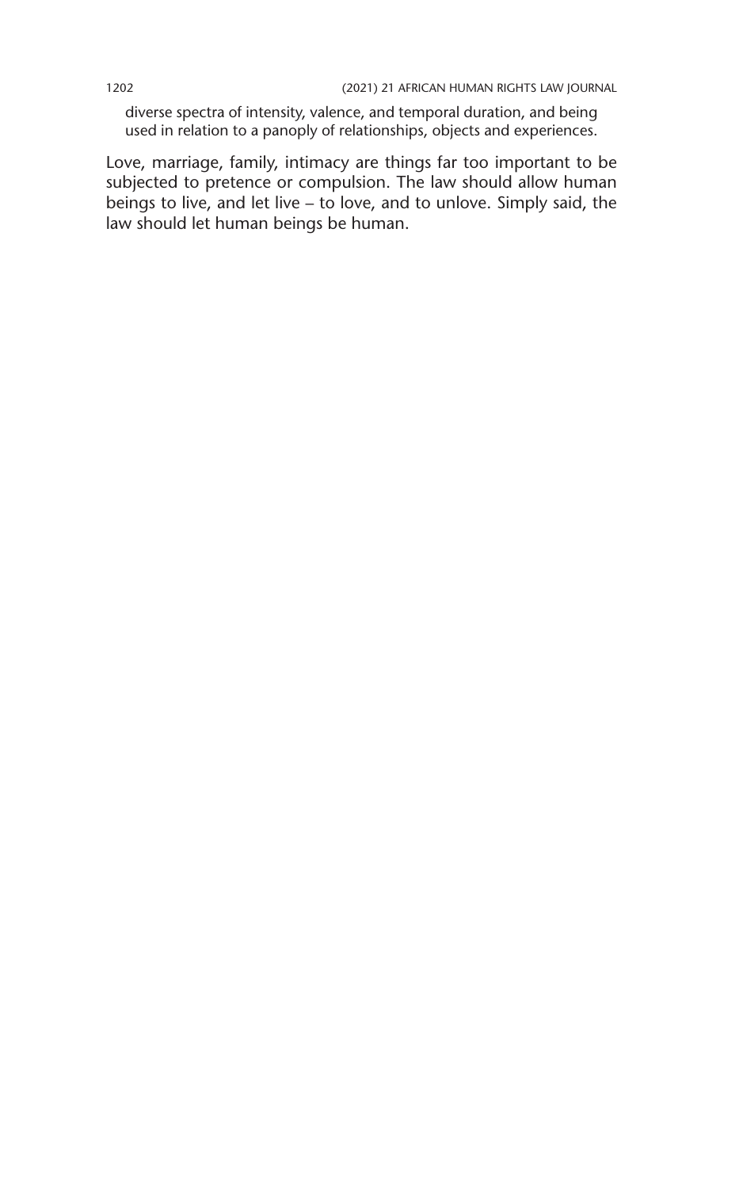> diverse spectra of intensity, valence, and temporal duration, and being used in relation to a panoply of relationships, objects and experiences.

Love, marriage, family, intimacy are things far too important to be subjected to pretence or compulsion. The law should allow human beings to live, and let live – to love, and to unlove. Simply said, the law should let human beings be human.